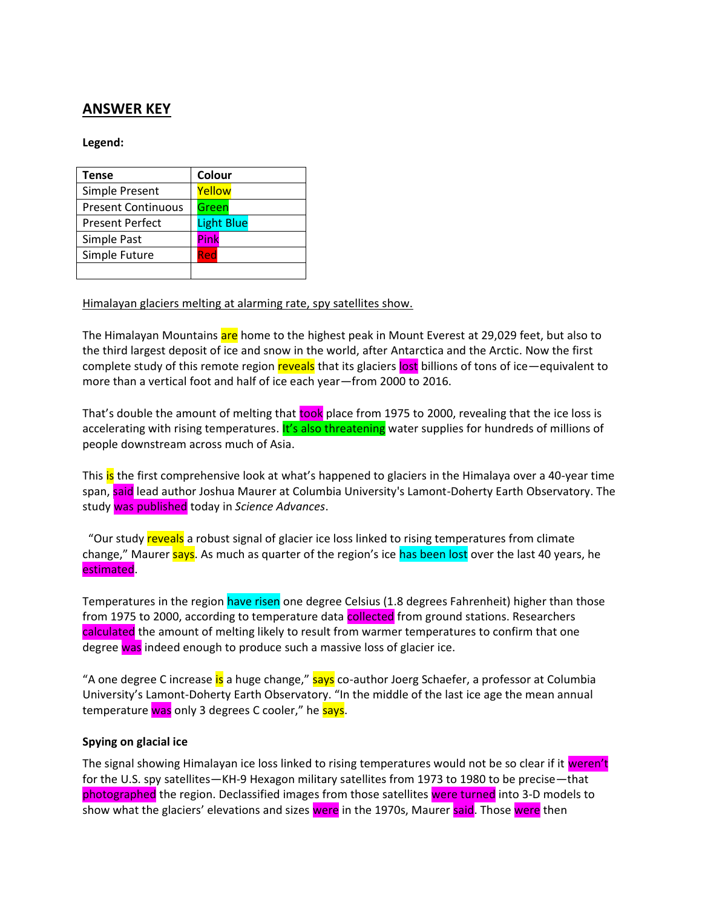## ANSWER KEY

**Legend:**

| Tense | Colour |
|---|---|
| Simple Present | Yellow |
| Present Continuous | Green |
| Present Perfect | Light Blue |
| Simple Past | Pink |
| Simple Future | Red |
| | |

Himalayan glaciers melting at alarming rate, spy satellites show.

The Himalayan Mountains are home to the highest peak in Mount Everest at 29,029 feet, but also to the third largest deposit of ice and snow in the world, after Antarctica and the Arctic. Now the first complete study of this remote region reveals that its glaciers lost billions of tons of ice—equivalent to more than a vertical foot and half of ice each year—from 2000 to 2016.

That's double the amount of melting that took place from 1975 to 2000, revealing that the ice loss is accelerating with rising temperatures. It's also threatening water supplies for hundreds of millions of people downstream across much of Asia.

This is the first comprehensive look at what's happened to glaciers in the Himalaya over a 40-year time span, said lead author Joshua Maurer at Columbia University's Lamont-Doherty Earth Observatory. The study was published today in *Science Advances*.

"Our study reveals a robust signal of glacier ice loss linked to rising temperatures from climate change," Maurer says. As much as quarter of the region's ice has been lost over the last 40 years, he estimated.

Temperatures in the region have risen one degree Celsius (1.8 degrees Fahrenheit) higher than those from 1975 to 2000, according to temperature data collected from ground stations. Researchers calculated the amount of melting likely to result from warmer temperatures to confirm that one degree was indeed enough to produce such a massive loss of glacier ice.

"A one degree C increase is a huge change," says co-author Joerg Schaefer, a professor at Columbia University's Lamont-Doherty Earth Observatory. "In the middle of the last ice age the mean annual temperature was only 3 degrees C cooler," he says.

**Spying on glacial ice**

The signal showing Himalayan ice loss linked to rising temperatures would not be so clear if it weren't for the U.S. spy satellites—KH-9 Hexagon military satellites from 1973 to 1980 to be precise—that photographed the region. Declassified images from those satellites were turned into 3-D models to show what the glaciers' elevations and sizes were in the 1970s, Maurer said. Those were then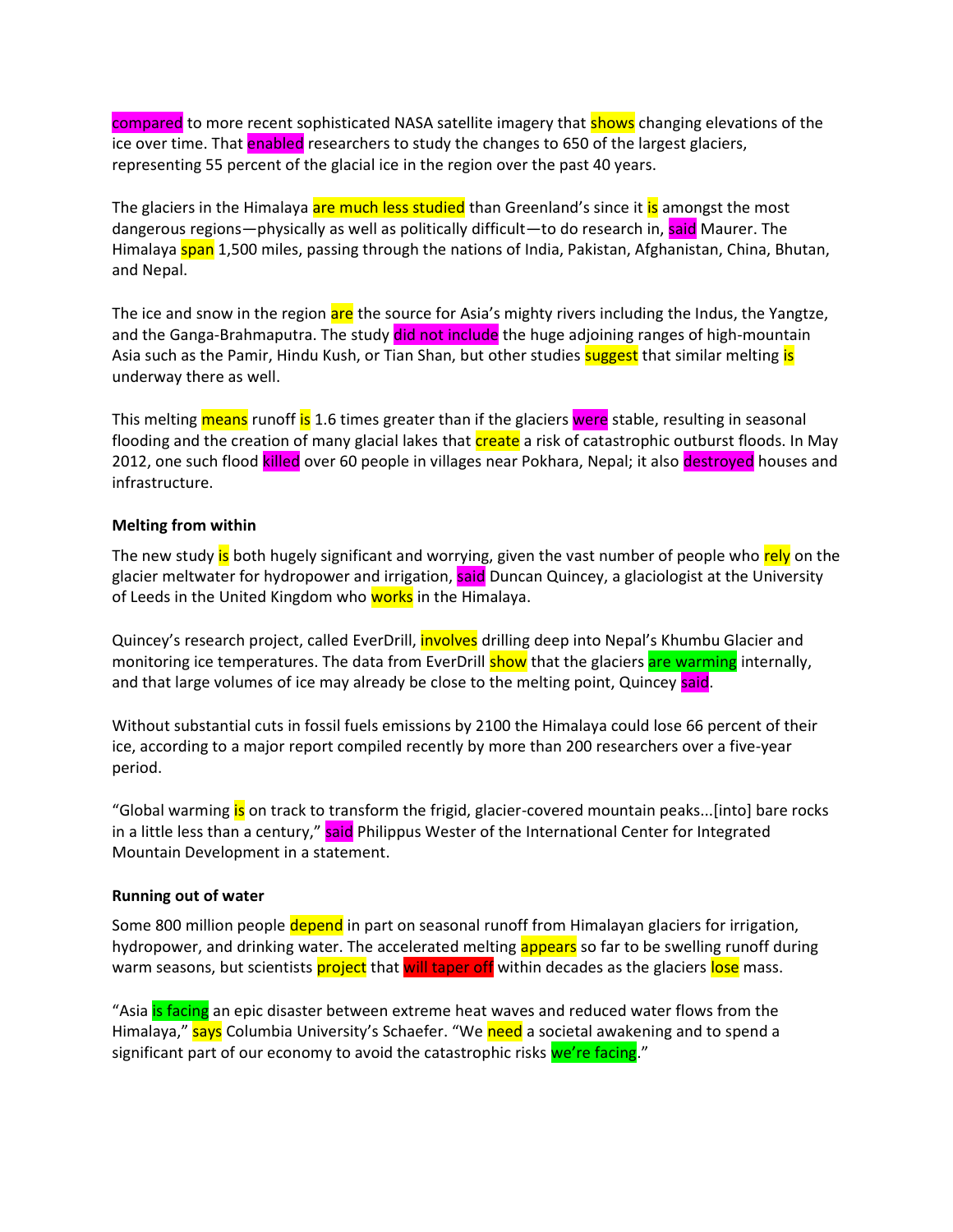compared to more recent sophisticated NASA satellite imagery that shows changing elevations of the ice over time. That enabled researchers to study the changes to 650 of the largest glaciers, representing 55 percent of the glacial ice in the region over the past 40 years.

The glaciers in the Himalaya are much less studied than Greenland's since it is amongst the most dangerous regions—physically as well as politically difficult—to do research in, said Maurer. The Himalaya span 1,500 miles, passing through the nations of India, Pakistan, Afghanistan, China, Bhutan, and Nepal.

The ice and snow in the region are the source for Asia's mighty rivers including the Indus, the Yangtze, and the Ganga-Brahmaputra. The study did not include the huge adjoining ranges of high-mountain Asia such as the Pamir, Hindu Kush, or Tian Shan, but other studies suggest that similar melting is underway there as well.

This melting means runoff is 1.6 times greater than if the glaciers were stable, resulting in seasonal flooding and the creation of many glacial lakes that create a risk of catastrophic outburst floods. In May 2012, one such flood killed over 60 people in villages near Pokhara, Nepal; it also destroyed houses and infrastructure.

**Melting from within**

The new study is both hugely significant and worrying, given the vast number of people who rely on the glacier meltwater for hydropower and irrigation, said Duncan Quincey, a glaciologist at the University of Leeds in the United Kingdom who works in the Himalaya.

Quincey's research project, called EverDrill, involves drilling deep into Nepal's Khumbu Glacier and monitoring ice temperatures. The data from EverDrill show that the glaciers are warming internally, and that large volumes of ice may already be close to the melting point, Quincey said.

Without substantial cuts in fossil fuels emissions by 2100 the Himalaya could lose 66 percent of their ice, according to a major report compiled recently by more than 200 researchers over a five-year period.

"Global warming is on track to transform the frigid, glacier-covered mountain peaks...[into] bare rocks in a little less than a century," said Philippus Wester of the International Center for Integrated Mountain Development in a statement.

**Running out of water**

Some 800 million people depend in part on seasonal runoff from Himalayan glaciers for irrigation, hydropower, and drinking water. The accelerated melting appears so far to be swelling runoff during warm seasons, but scientists project that will taper off within decades as the glaciers lose mass.

"Asia is facing an epic disaster between extreme heat waves and reduced water flows from the Himalaya," says Columbia University's Schaefer. "We need a societal awakening and to spend a significant part of our economy to avoid the catastrophic risks we're facing."